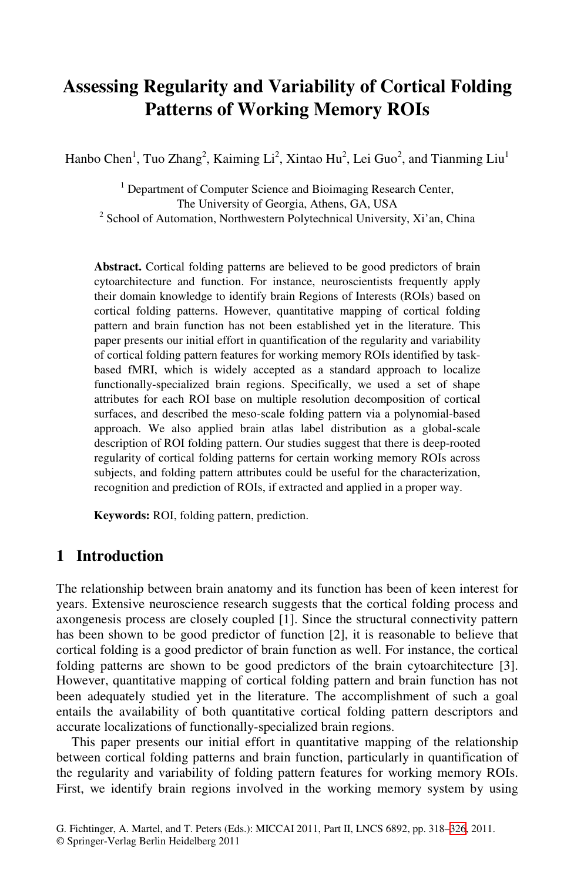# Assessing Regularity and Variability of Cortical Folding Patterns of Working Memory ROIs

Hanbo Chen[1], Tuo Zhang[2], Kaiming Li[2], Xintao Hu[2], Lei Guo[2], and Tianming Liu[1]

[1] Department of Computer Science and Bioimaging Research Center, The University of Georgia, Athens, GA, USA

[2] School of Automation, Northwestern Polytechnical University, Xi'an, China

**Abstract.** Cortical folding patterns are believed to be good predictors of brain cytoarchitecture and function. For instance, neuroscientists frequently apply their domain knowledge to identify brain Regions of Interests (ROIs) based on cortical folding patterns. However, quantitative mapping of cortical folding pattern and brain function has not been established yet in the literature. This paper presents our initial effort in quantification of the regularity and variability of cortical folding pattern features for working memory ROIs identified by task-based fMRI, which is widely accepted as a standard approach to localize functionally-specialized brain regions. Specifically, we used a set of shape attributes for each ROI base on multiple resolution decomposition of cortical surfaces, and described the meso-scale folding pattern via a polynomial-based approach. We also applied brain atlas label distribution as a global-scale description of ROI folding pattern. Our studies suggest that there is deep-rooted regularity of cortical folding patterns for certain working memory ROIs across subjects, and folding pattern attributes could be useful for the characterization, recognition and prediction of ROIs, if extracted and applied in a proper way.

**Keywords:** ROI, folding pattern, prediction.

## 1 Introduction

The relationship between brain anatomy and its function has been of keen interest for years. Extensive neuroscience research suggests that the cortical folding process and axongenesis process are closely coupled [1]. Since the structural connectivity pattern has been shown to be good predictor of function [2], it is reasonable to believe that cortical folding is a good predictor of brain function as well. For instance, the cortical folding patterns are shown to be good predictors of the brain cytoarchitecture [3]. However, quantitative mapping of cortical folding pattern and brain function has not been adequately studied yet in the literature. The accomplishment of such a goal entails the availability of both quantitative cortical folding pattern descriptors and accurate localizations of functionally-specialized brain regions.

This paper presents our initial effort in quantitative mapping of the relationship between cortical folding patterns and brain function, particularly in quantification of the regularity and variability of folding pattern features for working memory ROIs. First, we identify brain regions involved in the working memory system by using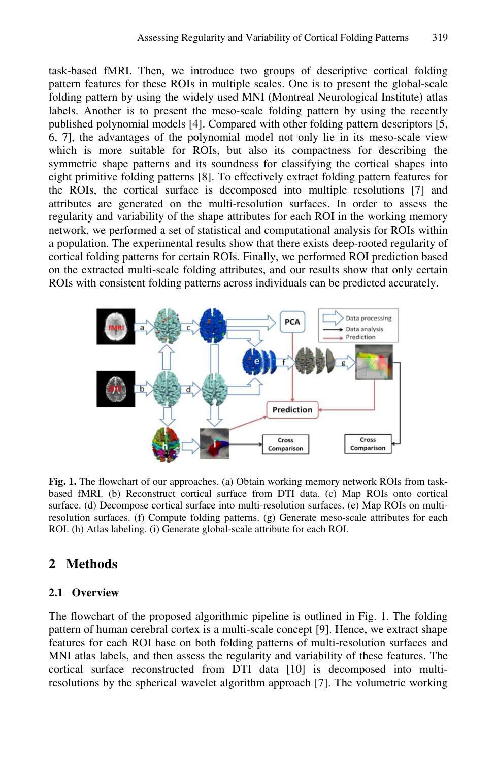task-based fMRI. Then, we introduce two groups of descriptive cortical folding pattern features for these ROIs in multiple scales. One is to present the global-scale folding pattern by using the widely used MNI (Montreal Neurological Institute) atlas labels. Another is to present the meso-scale folding pattern by using the recently published polynomial models [4]. Compared with other folding pattern descriptors [5, 6, 7], the advantages of the polynomial model not only lie in its meso-scale view which is more suitable for ROIs, but also its compactness for describing the symmetric shape patterns and its soundness for classifying the cortical shapes into eight primitive folding patterns [8]. To effectively extract folding pattern features for the ROIs, the cortical surface is decomposed into multiple resolutions [7] and attributes are generated on the multi-resolution surfaces. In order to assess the regularity and variability of the shape attributes for each ROI in the working memory network, we performed a set of statistical and computational analysis for ROIs within a population. The experimental results show that there exists deep-rooted regularity of cortical folding patterns for certain ROIs. Finally, we performed ROI prediction based on the extracted multi-scale folding attributes, and our results show that only certain ROIs with consistent folding patterns across individuals can be predicted accurately.

**Fig. 1.** The flowchart of our approaches. (a) Obtain working memory network ROIs from task-based fMRI. (b) Reconstruct cortical surface from DTI data. (c) Map ROIs onto cortical surface. (d) Decompose cortical surface into multi-resolution surfaces. (e) Map ROIs on multi-resolution surfaces. (f) Compute folding patterns. (g) Generate meso-scale attributes for each ROI. (h) Atlas labeling. (i) Generate global-scale attribute for each ROI.

## 2 Methods

### 2.1 Overview

The flowchart of the proposed algorithmic pipeline is outlined in Fig. 1. The folding pattern of human cerebral cortex is a multi-scale concept [9]. Hence, we extract shape features for each ROI base on both folding patterns of multi-resolution surfaces and MNI atlas labels, and then assess the regularity and variability of these features. The cortical surface reconstructed from DTI data [10] is decomposed into multi-resolutions by the spherical wavelet algorithm approach [7]. The volumetric working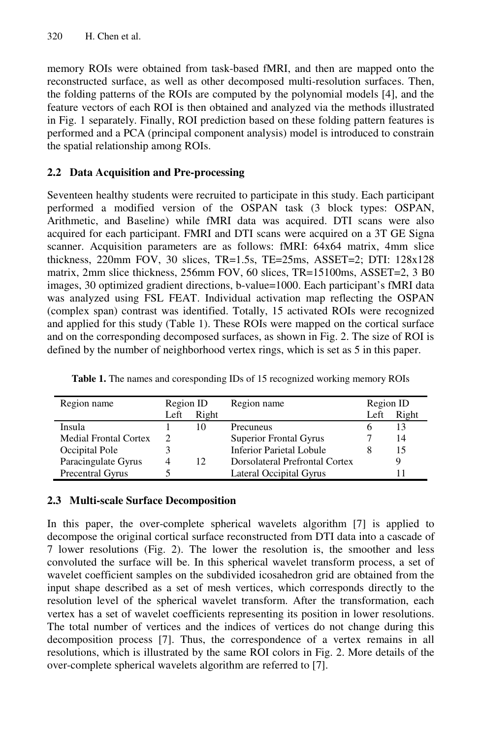memory ROIs were obtained from task-based fMRI, and then are mapped onto the reconstructed surface, as well as other decomposed multi-resolution surfaces. Then, the folding patterns of the ROIs are computed by the polynomial models [4], and the feature vectors of each ROI is then obtained and analyzed via the methods illustrated in Fig. 1 separately. Finally, ROI prediction based on these folding pattern features is performed and a PCA (principal component analysis) model is introduced to constrain the spatial relationship among ROIs.

## 2.2 Data Acquisition and Pre-processing

Seventeen healthy students were recruited to participate in this study. Each participant performed a modified version of the OSPAN task (3 block types: OSPAN, Arithmetic, and Baseline) while fMRI data was acquired. DTI scans were also acquired for each participant. FMRI and DTI scans were acquired on a 3T GE Signa scanner. Acquisition parameters are as follows: fMRI: 64x64 matrix, 4mm slice thickness, 220mm FOV, 30 slices, TR=1.5s, TE=25ms, ASSET=2; DTI: 128x128 matrix, 2mm slice thickness, 256mm FOV, 60 slices, TR=15100ms, ASSET=2, 3 B0 images, 30 optimized gradient directions, b-value=1000. Each participant's fMRI data was analyzed using FSL FEAT. Individual activation map reflecting the OSPAN (complex span) contrast was identified. Totally, 15 activated ROIs were recognized and applied for this study (Table 1). These ROIs were mapped on the cortical surface and on the corresponding decomposed surfaces, as shown in Fig. 2. The size of ROI is defined by the number of neighborhood vertex rings, which is set as 5 in this paper.

**Table 1.** The names and coresponding IDs of 15 recognized working memory ROIs

| Region name | Region ID | | Region name | Region ID | |
|---|---|---|---|---|---|
| | Left | Right | | Left | Right |
| Insula | 1 | 10 | Precuneus | 6 | 13 |
| Medial Frontal Cortex | 2 | | Superior Frontal Gyrus | 7 | 14 |
| Occipital Pole | 3 | | Inferior Parietal Lobule | 8 | 15 |
| Paracingulate Gyrus | 4 | 12 | Dorsolateral Prefrontal Cortex | | 9 |
| Precentral Gyrus | 5 | | Lateral Occipital Gyrus | | 11 |

## 2.3 Multi-scale Surface Decomposition

In this paper, the over-complete spherical wavelets algorithm [7] is applied to decompose the original cortical surface reconstructed from DTI data into a cascade of 7 lower resolutions (Fig. 2). The lower the resolution is, the smoother and less convoluted the surface will be. In this spherical wavelet transform process, a set of wavelet coefficient samples on the subdivided icosahedron grid are obtained from the input shape described as a set of mesh vertices, which corresponds directly to the resolution level of the spherical wavelet transform. After the transformation, each vertex has a set of wavelet coefficients representing its position in lower resolutions. The total number of vertices and the indices of vertices do not change during this decomposition process [7]. Thus, the correspondence of a vertex remains in all resolutions, which is illustrated by the same ROI colors in Fig. 2. More details of the over-complete spherical wavelets algorithm are referred to [7].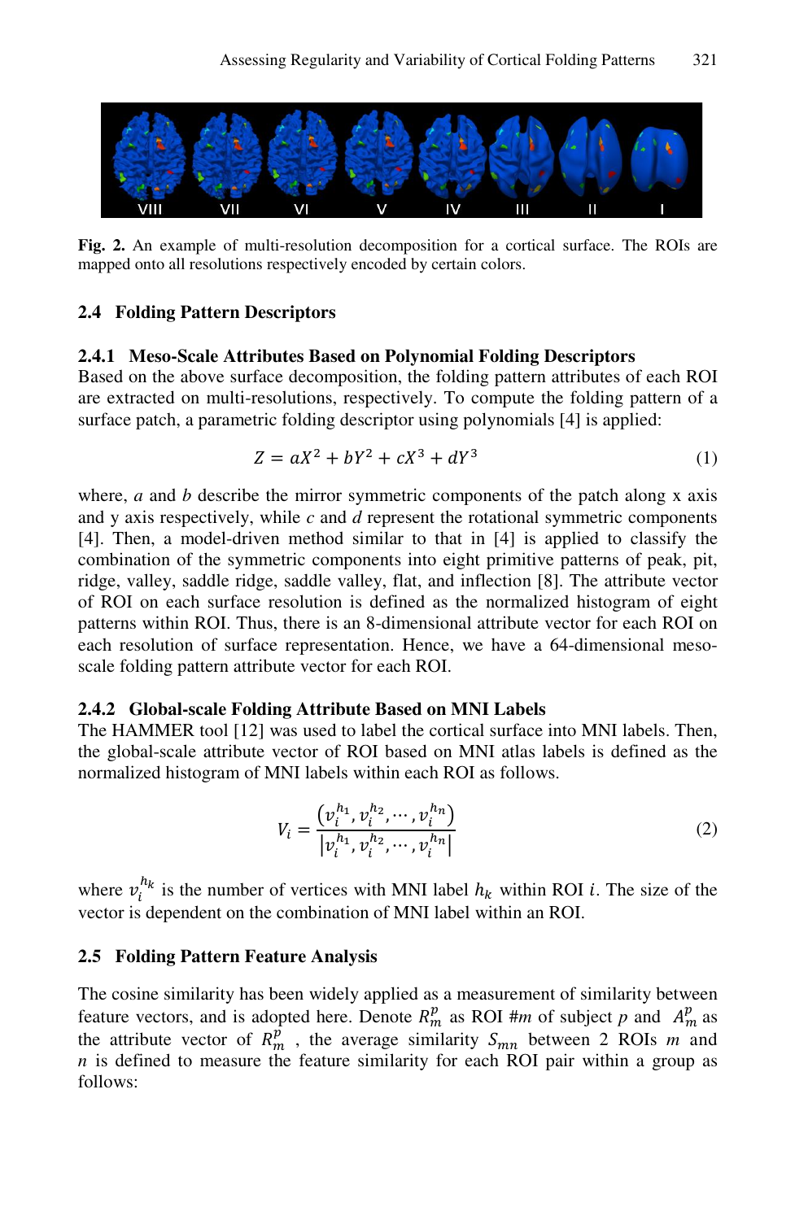**Fig. 2.** An example of multi-resolution decomposition for a cortical surface. The ROIs are mapped onto all resolutions respectively encoded by certain colors.

## 2.4 Folding Pattern Descriptors

### 2.4.1 Meso-Scale Attributes Based on Polynomial Folding Descriptors

Based on the above surface decomposition, the folding pattern attributes of each ROI are extracted on multi-resolutions, respectively. To compute the folding pattern of a surface patch, a parametric folding descriptor using polynomials [4] is applied:

$$Z = aX^2 + bY^2 + cX^3 + dY^3 \tag{1}$$

where, $a$ and $b$ describe the mirror symmetric components of the patch along x axis and y axis respectively, while $c$ and $d$ represent the rotational symmetric components [4]. Then, a model-driven method similar to that in [4] is applied to classify the combination of the symmetric components into eight primitive patterns of peak, pit, ridge, valley, saddle ridge, saddle valley, flat, and inflection [8]. The attribute vector of ROI on each surface resolution is defined as the normalized histogram of eight patterns within ROI. Thus, there is an 8-dimensional attribute vector for each ROI on each resolution of surface representation. Hence, we have a 64-dimensional meso-scale folding pattern attribute vector for each ROI.

### 2.4.2 Global-scale Folding Attribute Based on MNI Labels

The HAMMER tool [12] was used to label the cortical surface into MNI labels. Then, the global-scale attribute vector of ROI based on MNI atlas labels is defined as the normalized histogram of MNI labels within each ROI as follows.

$$V_i = \frac{\left(v_i^{h_1}, v_i^{h_2}, \cdots, v_i^{h_n}\right)}{\left|v_i^{h_1}, v_i^{h_2}, \cdots, v_i^{h_n}\right|} \tag{2}$$

where $v_i^{h_k}$ is the number of vertices with MNI label $h_k$ within ROI $i$. The size of the vector is dependent on the combination of MNI label within an ROI.

## 2.5 Folding Pattern Feature Analysis

The cosine similarity has been widely applied as a measurement of similarity between feature vectors, and is adopted here. Denote $R_m^p$ as ROI #$m$ of subject $p$ and $A_m^p$ as the attribute vector of $R_m^p$, the average similarity $S_{mn}$ between 2 ROIs $m$ and $n$ is defined to measure the feature similarity for each ROI pair within a group as follows: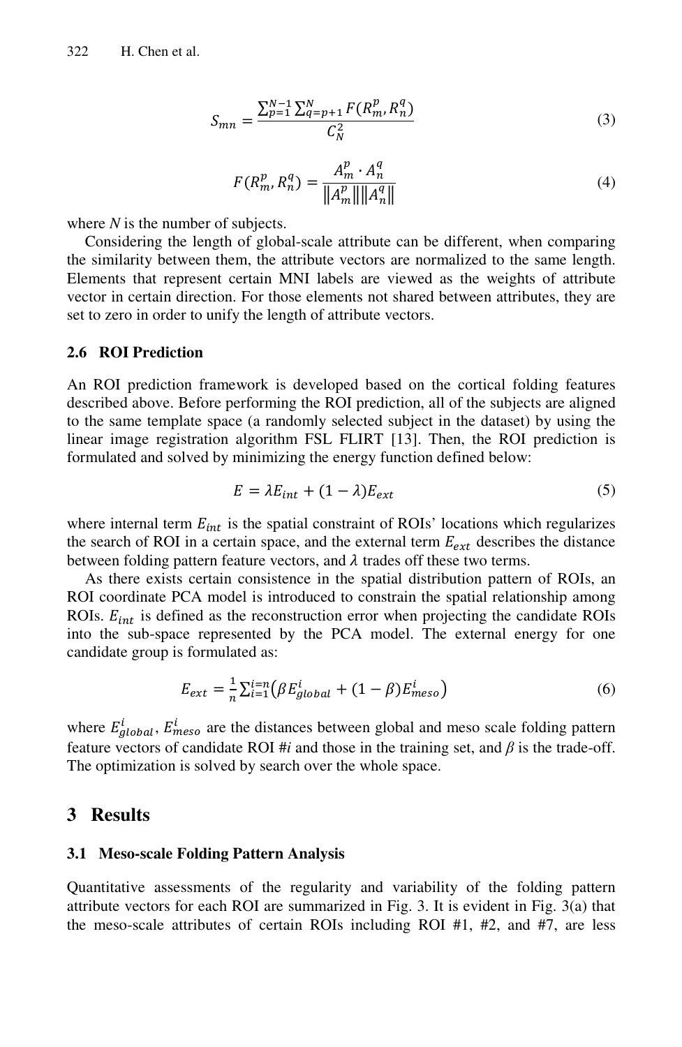$$S_{mn} = \frac{\sum_{p=1}^{N-1}\sum_{q=p+1}^{N} F(R_m^p, R_n^q)}{C_N^2} \tag{3}$$

$$F(R_m^p, R_n^q) = \frac{A_m^p \cdot A_n^q}{\|A_m^p\|\|A_n^q\|} \tag{4}$$

where $N$ is the number of subjects.

Considering the length of global-scale attribute can be different, when comparing the similarity between them, the attribute vectors are normalized to the same length. Elements that represent certain MNI labels are viewed as the weights of attribute vector in certain direction. For those elements not shared between attributes, they are set to zero in order to unify the length of attribute vectors.

### 2.6 ROI Prediction

An ROI prediction framework is developed based on the cortical folding features described above. Before performing the ROI prediction, all of the subjects are aligned to the same template space (a randomly selected subject in the dataset) by using the linear image registration algorithm FSL FLIRT [13]. Then, the ROI prediction is formulated and solved by minimizing the energy function defined below:

$$E = \lambda E_{int} + (1-\lambda)E_{ext} \tag{5}$$

where internal term $E_{int}$ is the spatial constraint of ROIs' locations which regularizes the search of ROI in a certain space, and the external term $E_{ext}$ describes the distance between folding pattern feature vectors, and $\lambda$ trades off these two terms.

As there exists certain consistence in the spatial distribution pattern of ROIs, an ROI coordinate PCA model is introduced to constrain the spatial relationship among ROIs. $E_{int}$ is defined as the reconstruction error when projecting the candidate ROIs into the sub-space represented by the PCA model. The external energy for one candidate group is formulated as:

$$E_{ext} = \frac{1}{n}\sum_{i=1}^{i=n}\left(\beta E_{global}^{i} + (1-\beta)E_{meso}^{i}\right) \tag{6}$$

where $E_{global}^{i}$, $E_{meso}^{i}$ are the distances between global and meso scale folding pattern feature vectors of candidate ROI #$i$ and those in the training set, and $\beta$ is the trade-off. The optimization is solved by search over the whole space.

## 3 Results

### 3.1 Meso-scale Folding Pattern Analysis

Quantitative assessments of the regularity and variability of the folding pattern attribute vectors for each ROI are summarized in Fig. 3. It is evident in Fig. 3(a) that the meso-scale attributes of certain ROIs including ROI #1, #2, and #7, are less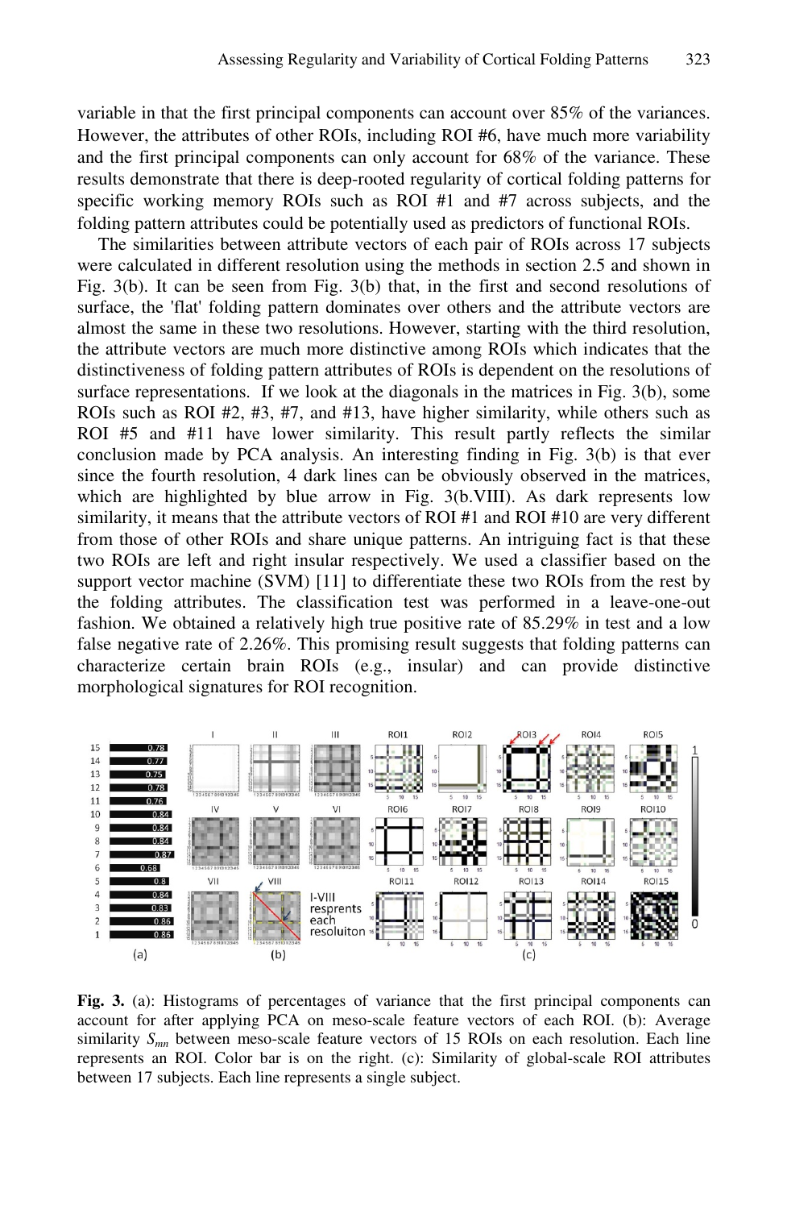variable in that the first principal components can account over 85% of the variances. However, the attributes of other ROIs, including ROI #6, have much more variability and the first principal components can only account for 68% of the variance. These results demonstrate that there is deep-rooted regularity of cortical folding patterns for specific working memory ROIs such as ROI #1 and #7 across subjects, and the folding pattern attributes could be potentially used as predictors of functional ROIs.

The similarities between attribute vectors of each pair of ROIs across 17 subjects were calculated in different resolution using the methods in section 2.5 and shown in Fig. 3(b). It can be seen from Fig. 3(b) that, in the first and second resolutions of surface, the 'flat' folding pattern dominates over others and the attribute vectors are almost the same in these two resolutions. However, starting with the third resolution, the attribute vectors are much more distinctive among ROIs which indicates that the distinctiveness of folding pattern attributes of ROIs is dependent on the resolutions of surface representations. If we look at the diagonals in the matrices in Fig. 3(b), some ROIs such as ROI #2, #3, #7, and #13, have higher similarity, while others such as ROI #5 and #11 have lower similarity. This result partly reflects the similar conclusion made by PCA analysis. An interesting finding in Fig. 3(b) is that ever since the fourth resolution, 4 dark lines can be obviously observed in the matrices, which are highlighted by blue arrow in Fig. 3(b.VIII). As dark represents low similarity, it means that the attribute vectors of ROI #1 and ROI #10 are very different from those of other ROIs and share unique patterns. An intriguing fact is that these two ROIs are left and right insular respectively. We used a classifier based on the support vector machine (SVM) [11] to differentiate these two ROIs from the rest by the folding attributes. The classification test was performed in a leave-one-out fashion. We obtained a relatively high true positive rate of 85.29% in test and a low false negative rate of 2.26%. This promising result suggests that folding patterns can characterize certain brain ROIs (e.g., insular) and can provide distinctive morphological signatures for ROI recognition.

**Fig. 3.** (a): Histograms of percentages of variance that the first principal components can account for after applying PCA on meso-scale feature vectors of each ROI. (b): Average similarity $S_{mn}$ between meso-scale feature vectors of 15 ROIs on each resolution. Each line represents an ROI. Color bar is on the right. (c): Similarity of global-scale ROI attributes between 17 subjects. Each line represents a single subject.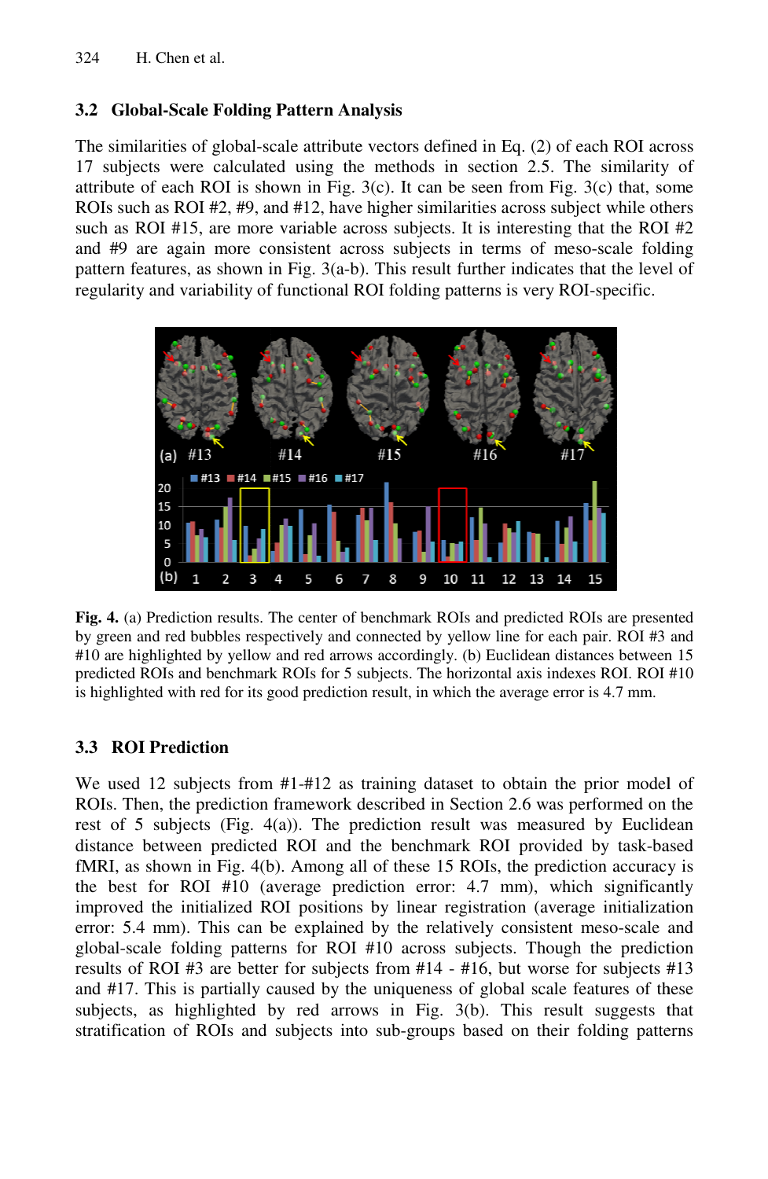### 3.2 Global-Scale Folding Pattern Analysis

The similarities of global-scale attribute vectors defined in Eq. (2) of each ROI across 17 subjects were calculated using the methods in section 2.5. The similarity of attribute of each ROI is shown in Fig. 3(c). It can be seen from Fig. 3(c) that, some ROIs such as ROI #2, #9, and #12, have higher similarities across subject while others such as ROI #15, are more variable across subjects. It is interesting that the ROI #2 and #9 are again more consistent across subjects in terms of meso-scale folding pattern features, as shown in Fig. 3(a-b). This result further indicates that the level of regularity and variability of functional ROI folding patterns is very ROI-specific.

**Fig. 4.** (a) Prediction results. The center of benchmark ROIs and predicted ROIs are presented by green and red bubbles respectively and connected by yellow line for each pair. ROI #3 and #10 are highlighted by yellow and red arrows accordingly. (b) Euclidean distances between 15 predicted ROIs and benchmark ROIs for 5 subjects. The horizontal axis indexes ROI. ROI #10 is highlighted with red for its good prediction result, in which the average error is 4.7 mm.

### 3.3 ROI Prediction

We used 12 subjects from #1-#12 as training dataset to obtain the prior model of ROIs. Then, the prediction framework described in Section 2.6 was performed on the rest of 5 subjects (Fig. 4(a)). The prediction result was measured by Euclidean distance between predicted ROI and the benchmark ROI provided by task-based fMRI, as shown in Fig. 4(b). Among all of these 15 ROIs, the prediction accuracy is the best for ROI #10 (average prediction error: 4.7 mm), which significantly improved the initialized ROI positions by linear registration (average initialization error: 5.4 mm). This can be explained by the relatively consistent meso-scale and global-scale folding patterns for ROI #10 across subjects. Though the prediction results of ROI #3 are better for subjects from #14 - #16, but worse for subjects #13 and #17. This is partially caused by the uniqueness of global scale features of these subjects, as highlighted by red arrows in Fig. 3(b). This result suggests that stratification of ROIs and subjects into sub-groups based on their folding patterns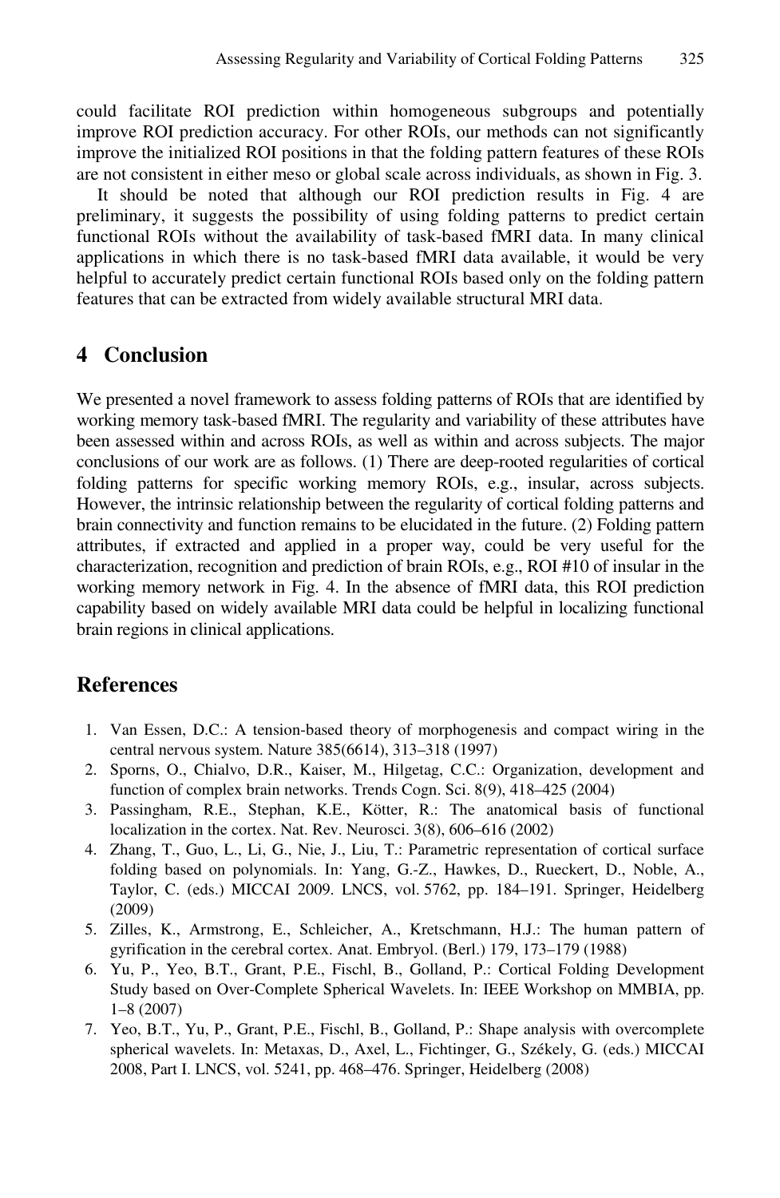could facilitate ROI prediction within homogeneous subgroups and potentially improve ROI prediction accuracy. For other ROIs, our methods can not significantly improve the initialized ROI positions in that the folding pattern features of these ROIs are not consistent in either meso or global scale across individuals, as shown in Fig. 3.

It should be noted that although our ROI prediction results in Fig. 4 are preliminary, it suggests the possibility of using folding patterns to predict certain functional ROIs without the availability of task-based fMRI data. In many clinical applications in which there is no task-based fMRI data available, it would be very helpful to accurately predict certain functional ROIs based only on the folding pattern features that can be extracted from widely available structural MRI data.

## 4 Conclusion

We presented a novel framework to assess folding patterns of ROIs that are identified by working memory task-based fMRI. The regularity and variability of these attributes have been assessed within and across ROIs, as well as within and across subjects. The major conclusions of our work are as follows. (1) There are deep-rooted regularities of cortical folding patterns for specific working memory ROIs, e.g., insular, across subjects. However, the intrinsic relationship between the regularity of cortical folding patterns and brain connectivity and function remains to be elucidated in the future. (2) Folding pattern attributes, if extracted and applied in a proper way, could be very useful for the characterization, recognition and prediction of brain ROIs, e.g., ROI #10 of insular in the working memory network in Fig. 4. In the absence of fMRI data, this ROI prediction capability based on widely available MRI data could be helpful in localizing functional brain regions in clinical applications.

## References

1. Van Essen, D.C.: A tension-based theory of morphogenesis and compact wiring in the central nervous system. Nature 385(6614), 313–318 (1997)
2. Sporns, O., Chialvo, D.R., Kaiser, M., Hilgetag, C.C.: Organization, development and function of complex brain networks. Trends Cogn. Sci. 8(9), 418–425 (2004)
3. Passingham, R.E., Stephan, K.E., Kötter, R.: The anatomical basis of functional localization in the cortex. Nat. Rev. Neurosci. 3(8), 606–616 (2002)
4. Zhang, T., Guo, L., Li, G., Nie, J., Liu, T.: Parametric representation of cortical surface folding based on polynomials. In: Yang, G.-Z., Hawkes, D., Rueckert, D., Noble, A., Taylor, C. (eds.) MICCAI 2009. LNCS, vol. 5762, pp. 184–191. Springer, Heidelberg (2009)
5. Zilles, K., Armstrong, E., Schleicher, A., Kretschmann, H.J.: The human pattern of gyrification in the cerebral cortex. Anat. Embryol. (Berl.) 179, 173–179 (1988)
6. Yu, P., Yeo, B.T., Grant, P.E., Fischl, B., Golland, P.: Cortical Folding Development Study based on Over-Complete Spherical Wavelets. In: IEEE Workshop on MMBIA, pp. 1–8 (2007)
7. Yeo, B.T., Yu, P., Grant, P.E., Fischl, B., Golland, P.: Shape analysis with overcomplete spherical wavelets. In: Metaxas, D., Axel, L., Fichtinger, G., Székely, G. (eds.) MICCAI 2008, Part I. LNCS, vol. 5241, pp. 468–476. Springer, Heidelberg (2008)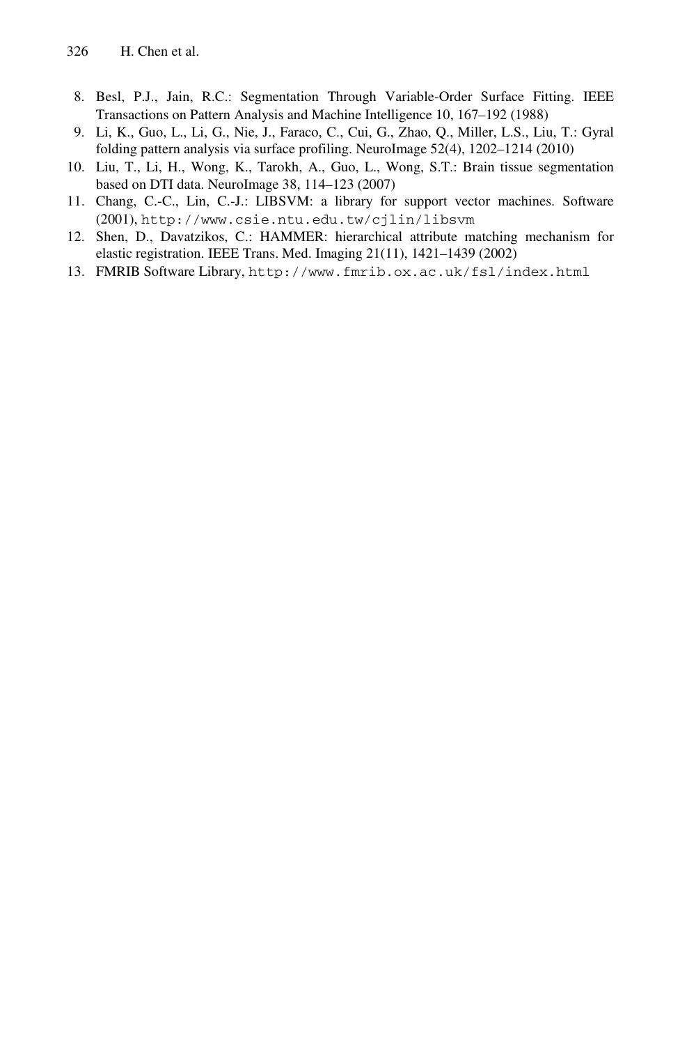8. Besl, P.J., Jain, R.C.: Segmentation Through Variable-Order Surface Fitting. IEEE Transactions on Pattern Analysis and Machine Intelligence 10, 167–192 (1988)
9. Li, K., Guo, L., Li, G., Nie, J., Faraco, C., Cui, G., Zhao, Q., Miller, L.S., Liu, T.: Gyral folding pattern analysis via surface profiling. NeuroImage 52(4), 1202–1214 (2010)
10. Liu, T., Li, H., Wong, K., Tarokh, A., Guo, L., Wong, S.T.: Brain tissue segmentation based on DTI data. NeuroImage 38, 114–123 (2007)
11. Chang, C.-C., Lin, C.-J.: LIBSVM: a library for support vector machines. Software (2001), http://www.csie.ntu.edu.tw/cjlin/libsvm
12. Shen, D., Davatzikos, C.: HAMMER: hierarchical attribute matching mechanism for elastic registration. IEEE Trans. Med. Imaging 21(11), 1421–1439 (2002)
13. FMRIB Software Library, http://www.fmrib.ox.ac.uk/fsl/index.html